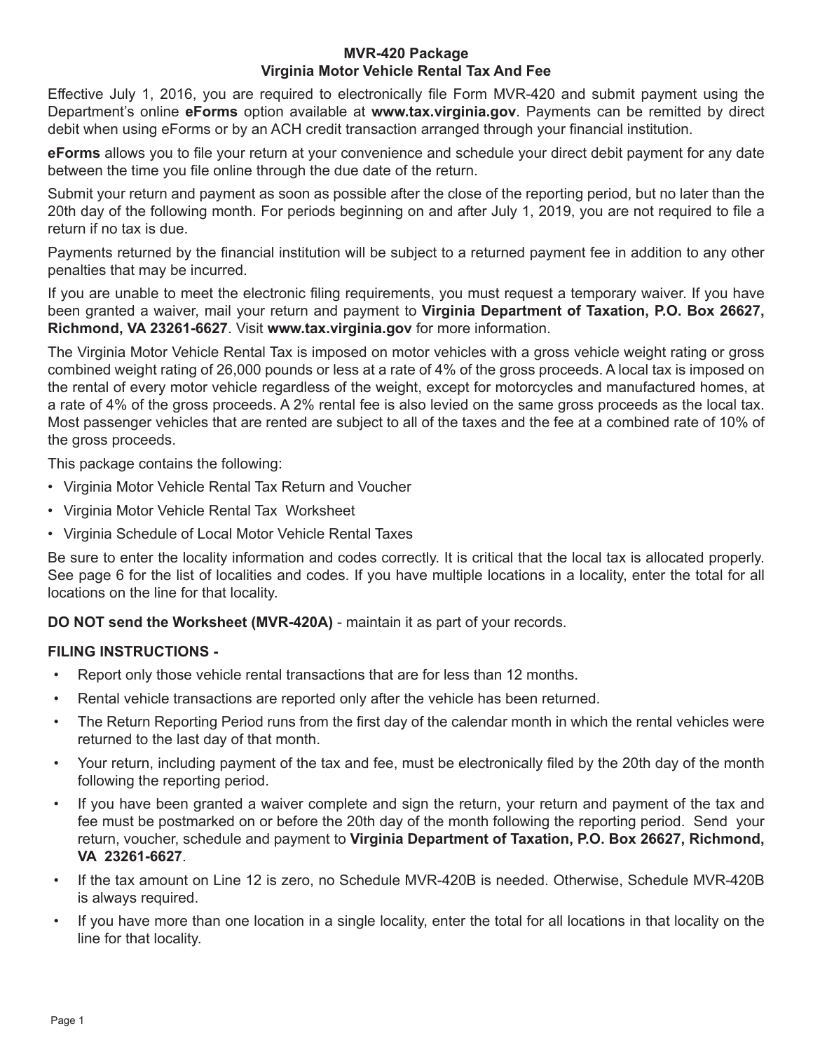# MVR-420 Package
## Virginia Motor Vehicle Rental Tax And Fee

Effective July 1, 2016, you are required to electronically file Form MVR-420 and submit payment using the Department's online **eForms** option available at **www.tax.virginia.gov**. Payments can be remitted by direct debit when using eForms or by an ACH credit transaction arranged through your financial institution.

**eForms** allows you to file your return at your convenience and schedule your direct debit payment for any date between the time you file online through the due date of the return.

Submit your return and payment as soon as possible after the close of the reporting period, but no later than the 20th day of the following month. For periods beginning on and after July 1, 2019, you are not required to file a return if no tax is due.

Payments returned by the financial institution will be subject to a returned payment fee in addition to any other penalties that may be incurred.

If you are unable to meet the electronic filing requirements, you must request a temporary waiver. If you have been granted a waiver, mail your return and payment to **Virginia Department of Taxation, P.O. Box 26627, Richmond, VA 23261-6627**. Visit **www.tax.virginia.gov** for more information.

The Virginia Motor Vehicle Rental Tax is imposed on motor vehicles with a gross vehicle weight rating or gross combined weight rating of 26,000 pounds or less at a rate of 4% of the gross proceeds. A local tax is imposed on the rental of every motor vehicle regardless of the weight, except for motorcycles and manufactured homes, at a rate of 4% of the gross proceeds. A 2% rental fee is also levied on the same gross proceeds as the local tax. Most passenger vehicles that are rented are subject to all of the taxes and the fee at a combined rate of 10% of the gross proceeds.

This package contains the following:

- Virginia Motor Vehicle Rental Tax Return and Voucher
- Virginia Motor Vehicle Rental Tax Worksheet
- Virginia Schedule of Local Motor Vehicle Rental Taxes

Be sure to enter the locality information and codes correctly. It is critical that the local tax is allocated properly. See page 6 for the list of localities and codes. If you have multiple locations in a locality, enter the total for all locations on the line for that locality.

**DO NOT send the Worksheet (MVR-420A)** - maintain it as part of your records.

### FILING INSTRUCTIONS -

- Report only those vehicle rental transactions that are for less than 12 months.
- Rental vehicle transactions are reported only after the vehicle has been returned.
- The Return Reporting Period runs from the first day of the calendar month in which the rental vehicles were returned to the last day of that month.
- Your return, including payment of the tax and fee, must be electronically filed by the 20th day of the month following the reporting period.
- If you have been granted a waiver complete and sign the return, your return and payment of the tax and fee must be postmarked on or before the 20th day of the month following the reporting period. Send your return, voucher, schedule and payment to **Virginia Department of Taxation, P.O. Box 26627, Richmond, VA 23261-6627**.
- If the tax amount on Line 12 is zero, no Schedule MVR-420B is needed. Otherwise, Schedule MVR-420B is always required.
- If you have more than one location in a single locality, enter the total for all locations in that locality on the line for that locality.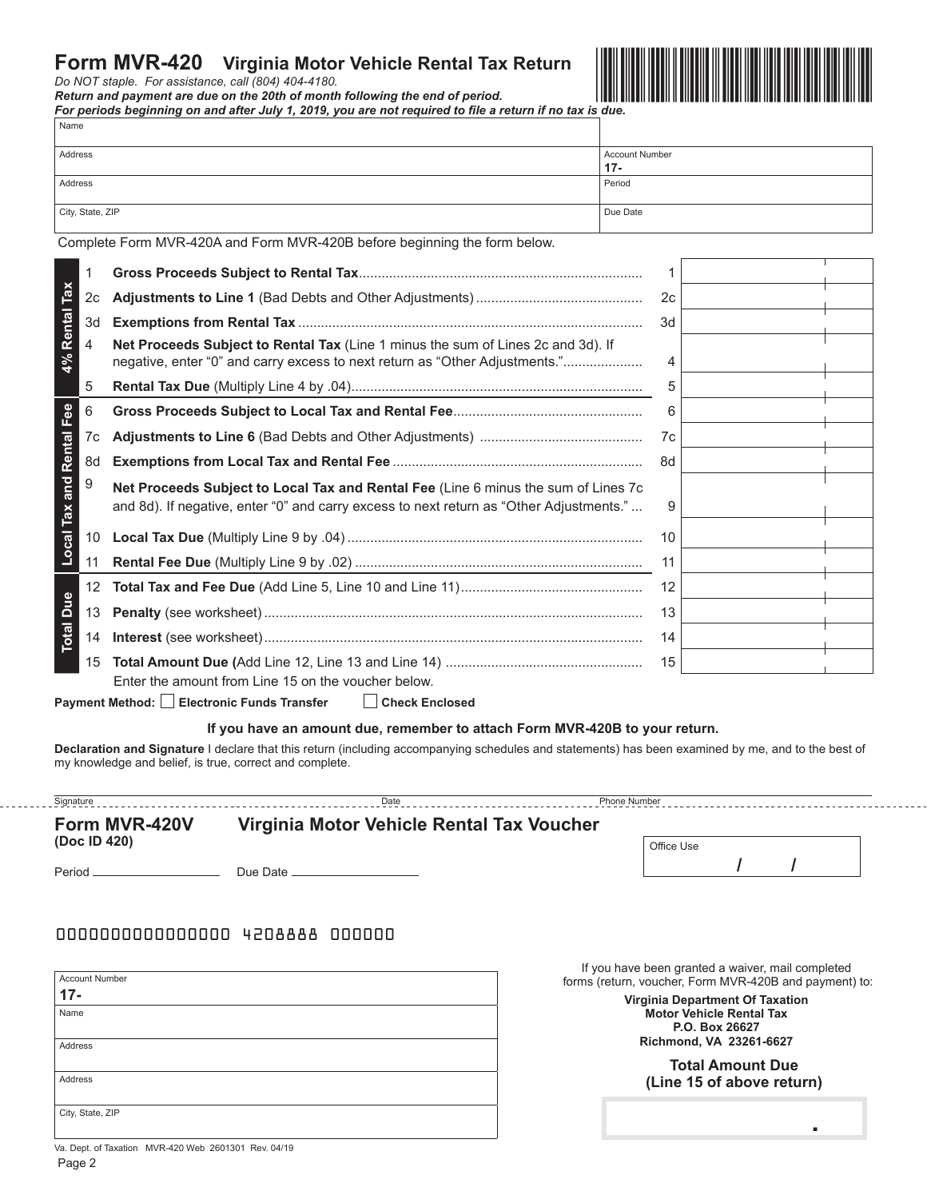# Form MVR-420 Virginia Motor Vehicle Rental Tax Return

*Do NOT staple. For assistance, call (804) 404-4180.*

***Return and payment are due on the 20th of month following the end of period.***

***For periods beginning on and after July 1, 2019, you are not required to file a return if no tax is due.***

| Name | |
|---|---|
| Address | Account Number 17- |
| Address | Period |
| City, State, ZIP | Due Date |

Complete Form MVR-420A and Form MVR-420B before beginning the form below.

| Section | Line | Description | Line | Amount |
|---|---|---|---|---|
| 4% Rental Tax | 1 | **Gross Proceeds Subject to Rental Tax** | 1 | |
| | 2c | **Adjustments to Line 1** (Bad Debts and Other Adjustments) | 2c | |
| | 3d | **Exemptions from Rental Tax** | 3d | |
| | 4 | **Net Proceeds Subject to Rental Tax** (Line 1 minus the sum of Lines 2c and 3d). If negative, enter "0" and carry excess to next return as "Other Adjustments." | 4 | |
| | 5 | **Rental Tax Due** (Multiply Line 4 by .04) | 5 | |
| Local Tax and Rental Fee | 6 | **Gross Proceeds Subject to Local Tax and Rental Fee** | 6 | |
| | 7c | **Adjustments to Line 6** (Bad Debts and Other Adjustments) | 7c | |
| | 8d | **Exemptions from Local Tax and Rental Fee** | 8d | |
| | 9 | **Net Proceeds Subject to Local Tax and Rental Fee** (Line 6 minus the sum of Lines 7c and 8d). If negative, enter "0" and carry excess to next return as "Other Adjustments." | 9 | |
| | 10 | **Local Tax Due** (Multiply Line 9 by .04) | 10 | |
| | 11 | **Rental Fee Due** (Multiply Line 9 by .02) | 11 | |
| Total Due | 12 | **Total Tax and Fee Due** (Add Line 5, Line 10 and Line 11) | 12 | |
| | 13 | **Penalty** (see worksheet) | 13 | |
| | 14 | **Interest** (see worksheet) | 14 | |
| | 15 | **Total Amount Due (**Add Line 12, Line 13 and Line 14) | 15 | |

Enter the amount from Line 15 on the voucher below.

**Payment Method:** ☐ **Electronic Funds Transfer** ☐ **Check Enclosed**

**If you have an amount due, remember to attach Form MVR-420B to your return.**

**Declaration and Signature** I declare that this return (including accompanying schedules and statements) has been examined by me, and to the best of my knowledge and belief, is true, correct and complete.

Signature ____________ Date ____________ Phone Number ____________

## Form MVR-420V Virginia Motor Vehicle Rental Tax Voucher

**(Doc ID 420)**

Period ____________ Due Date ____________

Office Use / /

0000000000000000 4208888 000000

| Account Number 17- |
|---|
| Name |
| Address |
| Address |
| City, State, ZIP |

If you have been granted a waiver, mail completed forms (return, voucher, Form MVR-420B and payment) to:

**Virginia Department Of Taxation**
**Motor Vehicle Rental Tax**
**P.O. Box 26627**
**Richmond, VA 23261-6627**

**Total Amount Due (Line 15 of above return)**

.

Va. Dept. of Taxation MVR-420 Web 2601301 Rev. 04/19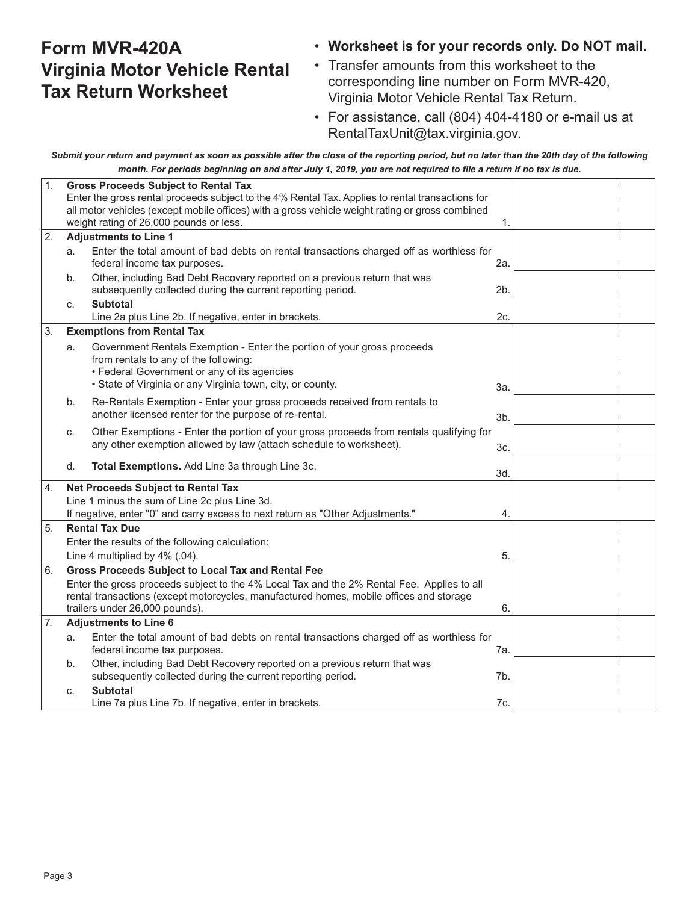# Form MVR-420A Virginia Motor Vehicle Rental Tax Return Worksheet

- **Worksheet is for your records only. Do NOT mail.**
- Transfer amounts from this worksheet to the corresponding line number on Form MVR-420, Virginia Motor Vehicle Rental Tax Return.
- For assistance, call (804) 404-4180 or e-mail us at RentalTaxUnit@tax.virginia.gov.

***Submit your return and payment as soon as possible after the close of the reporting period, but no later than the 20th day of the following month. For periods beginning on and after July 1, 2019, you are not required to file a return if no tax is due.***

| | | | Line | Amount |
|---|---|---|---|---|
| 1. | | **Gross Proceeds Subject to Rental Tax** Enter the gross rental proceeds subject to the 4% Rental Tax. Applies to rental transactions for all motor vehicles (except mobile offices) with a gross vehicle weight rating or gross combined weight rating of 26,000 pounds or less. | 1. | |
| 2. | | **Adjustments to Line 1** | | |
| | a. | Enter the total amount of bad debts on rental transactions charged off as worthless for federal income tax purposes. | 2a. | |
| | b. | Other, including Bad Debt Recovery reported on a previous return that was subsequently collected during the current reporting period. | 2b. | |
| | c. | **Subtotal** Line 2a plus Line 2b. If negative, enter in brackets. | 2c. | |
| 3. | | **Exemptions from Rental Tax** | | |
| | a. | Government Rentals Exemption - Enter the portion of your gross proceeds from rentals to any of the following: • Federal Government or any of its agencies • State of Virginia or any Virginia town, city, or county. | 3a. | |
| | b. | Re-Rentals Exemption - Enter your gross proceeds received from rentals to another licensed renter for the purpose of re-rental. | 3b. | |
| | c. | Other Exemptions - Enter the portion of your gross proceeds from rentals qualifying for any other exemption allowed by law (attach schedule to worksheet). | 3c. | |
| | d. | **Total Exemptions.** Add Line 3a through Line 3c. | 3d. | |
| 4. | | **Net Proceeds Subject to Rental Tax** Line 1 minus the sum of Line 2c plus Line 3d. If negative, enter "0" and carry excess to next return as "Other Adjustments." | 4. | |
| 5. | | **Rental Tax Due** Enter the results of the following calculation: Line 4 multiplied by 4% (.04). | 5. | |
| 6. | | **Gross Proceeds Subject to Local Tax and Rental Fee** Enter the gross proceeds subject to the 4% Local Tax and the 2% Rental Fee. Applies to all rental transactions (except motorcycles, manufactured homes, mobile offices and storage trailers under 26,000 pounds). | 6. | |
| 7. | | **Adjustments to Line 6** | | |
| | a. | Enter the total amount of bad debts on rental transactions charged off as worthless for federal income tax purposes. | 7a. | |
| | b. | Other, including Bad Debt Recovery reported on a previous return that was subsequently collected during the current reporting period. | 7b. | |
| | c. | **Subtotal** Line 7a plus Line 7b. If negative, enter in brackets. | 7c. | |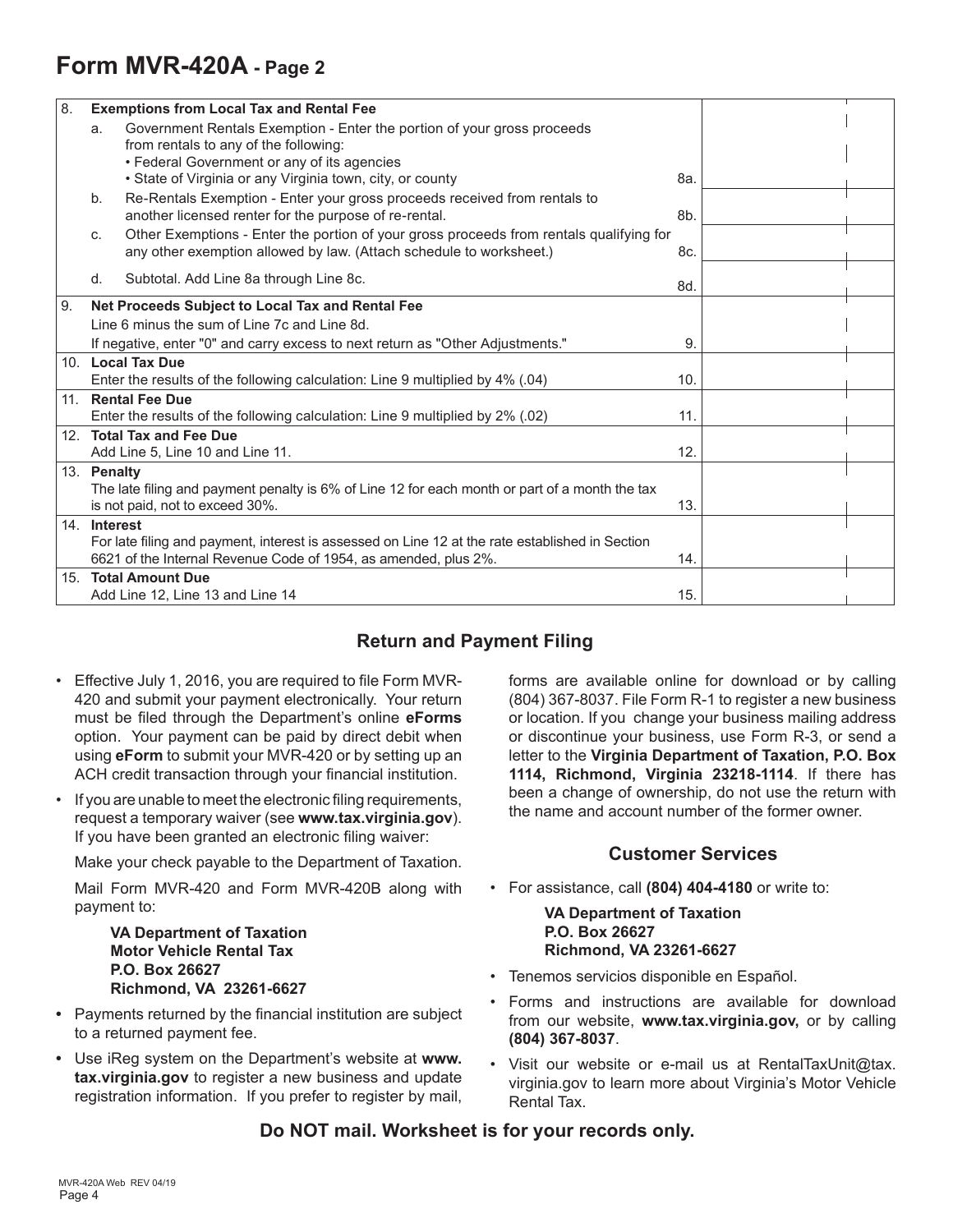# Form MVR-420A - Page 2

| | | | |
|---|---|---|---|
| 8. | **Exemptions from Local Tax and Rental Fee** | | |
| | a. Government Rentals Exemption - Enter the portion of your gross proceeds from rentals to any of the following:<br>• Federal Government or any of its agencies<br>• State of Virginia or any Virginia town, city, or county | 8a. | |
| | b. Re-Rentals Exemption - Enter your gross proceeds received from rentals to another licensed renter for the purpose of re-rental. | 8b. | |
| | c. Other Exemptions - Enter the portion of your gross proceeds from rentals qualifying for any other exemption allowed by law. (Attach schedule to worksheet.) | 8c. | |
| | d. Subtotal. Add Line 8a through Line 8c. | 8d. | |
| 9. | **Net Proceeds Subject to Local Tax and Rental Fee**<br>Line 6 minus the sum of Line 7c and Line 8d.<br>If negative, enter "0" and carry excess to next return as "Other Adjustments." | 9. | |
| 10. | **Local Tax Due**<br>Enter the results of the following calculation: Line 9 multiplied by 4% (.04) | 10. | |
| 11. | **Rental Fee Due**<br>Enter the results of the following calculation: Line 9 multiplied by 2% (.02) | 11. | |
| 12. | **Total Tax and Fee Due**<br>Add Line 5, Line 10 and Line 11. | 12. | |
| 13. | **Penalty**<br>The late filing and payment penalty is 6% of Line 12 for each month or part of a month the tax is not paid, not to exceed 30%. | 13. | |
| 14. | **Interest**<br>For late filing and payment, interest is assessed on Line 12 at the rate established in Section 6621 of the Internal Revenue Code of 1954, as amended, plus 2%. | 14. | |
| 15. | **Total Amount Due**<br>Add Line 12, Line 13 and Line 14 | 15. | |

## Return and Payment Filing

- Effective July 1, 2016, you are required to file Form MVR-420 and submit your payment electronically. Your return must be filed through the Department's online **eForms** option. Your payment can be paid by direct debit when using **eForm** to submit your MVR-420 or by setting up an ACH credit transaction through your financial institution.
- If you are unable to meet the electronic filing requirements, request a temporary waiver (see **www.tax.virginia.gov**). If you have been granted an electronic filing waiver:

  Make your check payable to the Department of Taxation.

  Mail Form MVR-420 and Form MVR-420B along with payment to:

  **VA Department of Taxation**
  **Motor Vehicle Rental Tax**
  **P.O. Box 26627**
  **Richmond, VA 23261-6627**

- Payments returned by the financial institution are subject to a returned payment fee.
- Use iReg system on the Department's website at **www.tax.virginia.gov** to register a new business and update registration information. If you prefer to register by mail, forms are available online for download or by calling (804) 367-8037. File Form R-1 to register a new business or location. If you change your business mailing address or discontinue your business, use Form R-3, or send a letter to the **Virginia Department of Taxation, P.O. Box 1114, Richmond, Virginia 23218-1114**. If there has been a change of ownership, do not use the return with the name and account number of the former owner.

## Customer Services

- For assistance, call **(804) 404-4180** or write to:

  **VA Department of Taxation**
  **P.O. Box 26627**
  **Richmond, VA 23261-6627**

- Tenemos servicios disponible en Español.
- Forms and instructions are available for download from our website, **www.tax.virginia.gov,** or by calling **(804) 367-8037**.
- Visit our website or e-mail us at RentalTaxUnit@tax.virginia.gov to learn more about Virginia's Motor Vehicle Rental Tax.

**Do NOT mail. Worksheet is for your records only.**

MVR-420A Web REV 04/19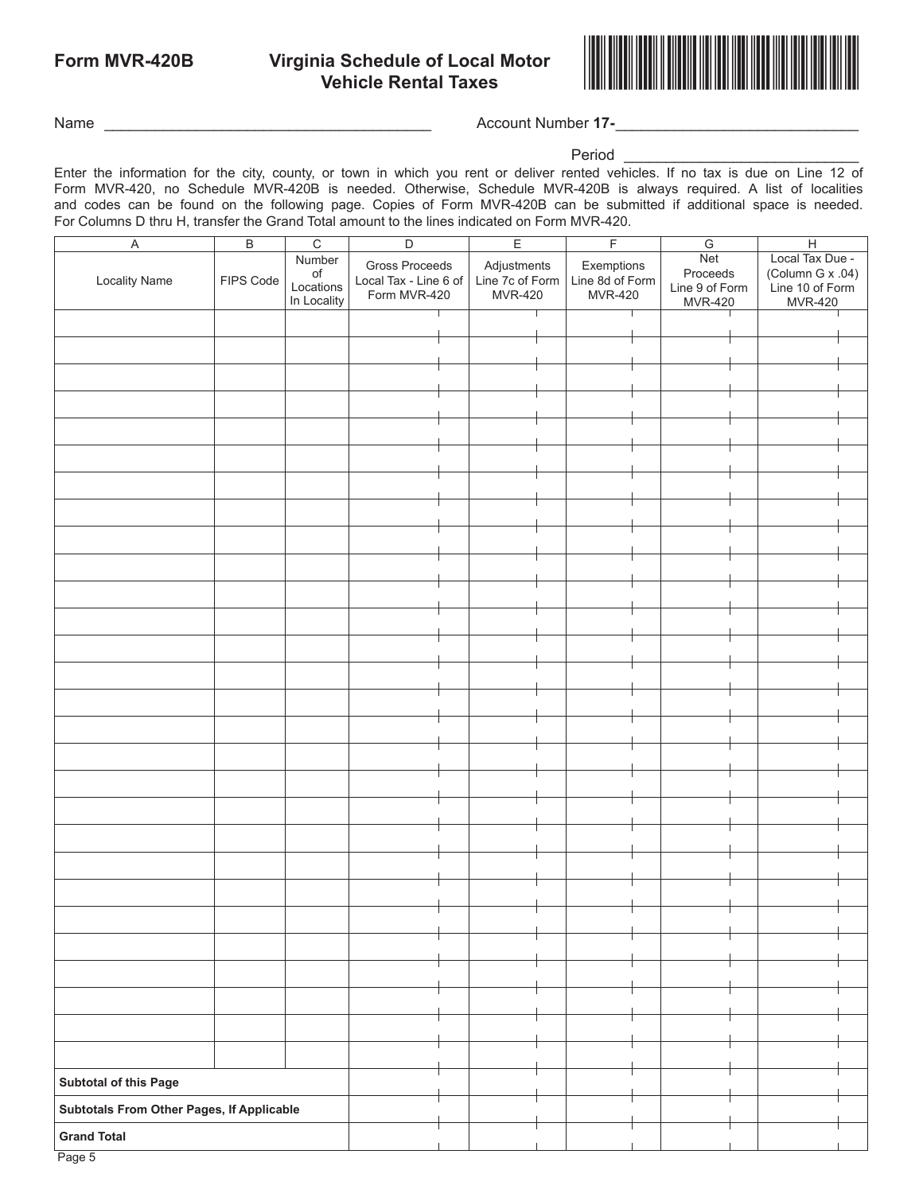# Form MVR-420B Virginia Schedule of Local Motor Vehicle Rental Taxes

Name ______________________________________ Account Number **17-**____________________________

Period ____________________________

Enter the information for the city, county, or town in which you rent or deliver rented vehicles. If no tax is due on Line 12 of Form MVR-420, no Schedule MVR-420B is needed. Otherwise, Schedule MVR-420B is always required. A list of localities and codes can be found on the following page. Copies of Form MVR-420B can be submitted if additional space is needed. For Columns D thru H, transfer the Grand Total amount to the lines indicated on Form MVR-420.

| A | B | C | D | E | F | G | H |
|---|---|---|---|---|---|---|---|
| Locality Name | FIPS Code | Number of Locations In Locality | Gross Proceeds Local Tax - Line 6 of Form MVR-420 | Adjustments Line 7c of Form MVR-420 | Exemptions Line 8d of Form MVR-420 | Net Proceeds Line 9 of Form MVR-420 | Local Tax Due - (Column G x .04) Line 10 of Form MVR-420 |
| | | | | | | | |
| | | | | | | | |
| | | | | | | | |
| | | | | | | | |
| | | | | | | | |
| | | | | | | | |
| | | | | | | | |
| | | | | | | | |
| | | | | | | | |
| | | | | | | | |
| | | | | | | | |
| | | | | | | | |
| | | | | | | | |
| | | | | | | | |
| | | | | | | | |
| | | | | | | | |
| | | | | | | | |
| | | | | | | | |
| | | | | | | | |
| | | | | | | | |
| | | | | | | | |
| | | | | | | | |
| | | | | | | | |
| | | | | | | | |
| | | | | | | | |
| | | | | | | | |
| | | | | | | | |
| **Subtotal of this Page** | | | | | | | |
| **Subtotals From Other Pages, If Applicable** | | | | | | | |
| **Grand Total** | | | | | | | |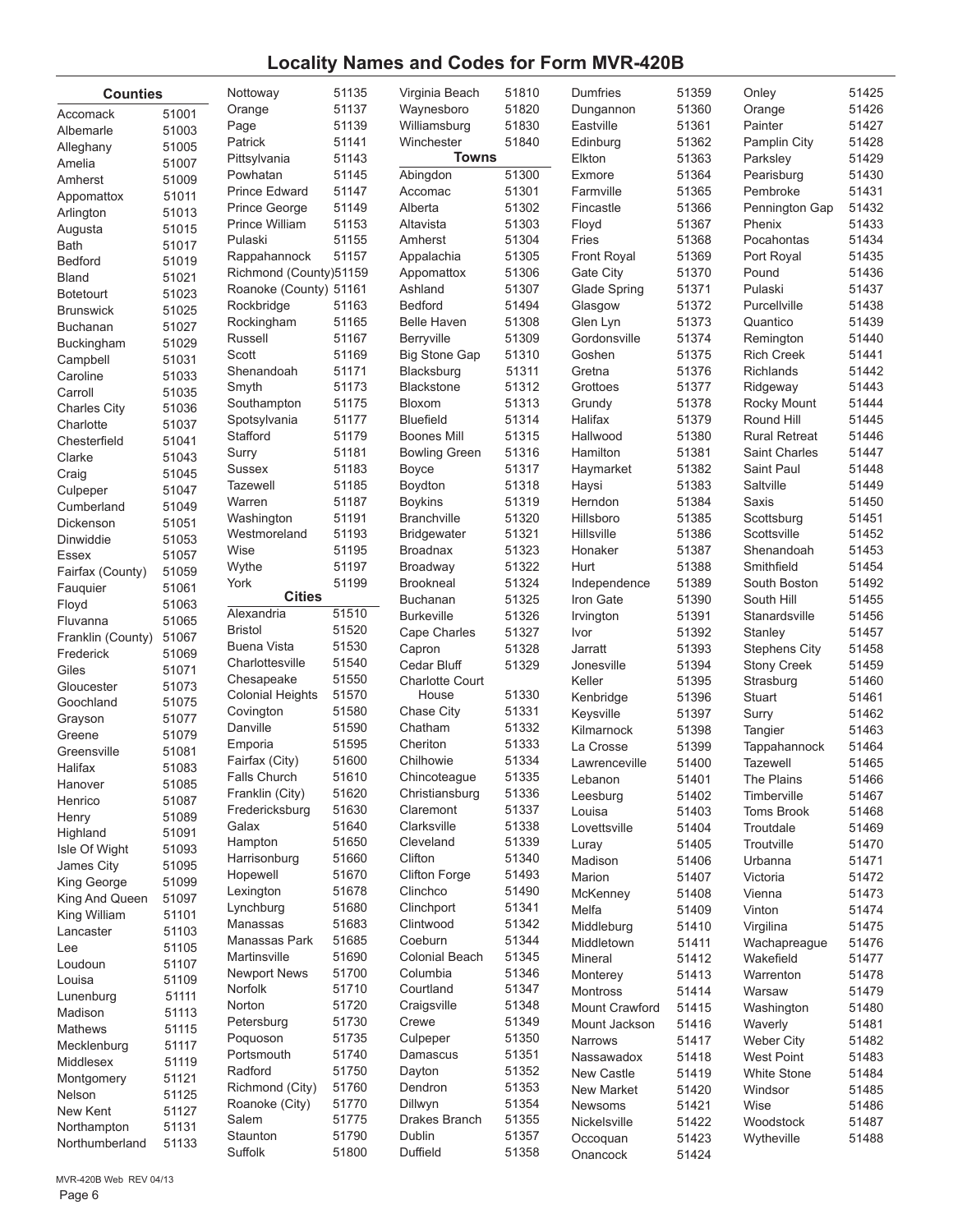# Locality Names and Codes for Form MVR-420B

## Counties

| | |
|---|---|
| Accomack | 51001 |
| Albemarle | 51003 |
| Alleghany | 51005 |
| Amelia | 51007 |
| Amherst | 51009 |
| Appomattox | 51011 |
| Arlington | 51013 |
| Augusta | 51015 |
| Bath | 51017 |
| Bedford | 51019 |
| Bland | 51021 |
| Botetourt | 51023 |
| Brunswick | 51025 |
| Buchanan | 51027 |
| Buckingham | 51029 |
| Campbell | 51031 |
| Caroline | 51033 |
| Carroll | 51035 |
| Charles City | 51036 |
| Charlotte | 51037 |
| Chesterfield | 51041 |
| Clarke | 51043 |
| Craig | 51045 |
| Culpeper | 51047 |
| Cumberland | 51049 |
| Dickenson | 51051 |
| Dinwiddie | 51053 |
| Essex | 51057 |
| Fairfax (County) | 51059 |
| Fauquier | 51061 |
| Floyd | 51063 |
| Fluvanna | 51065 |
| Franklin (County) | 51067 |
| Frederick | 51069 |
| Giles | 51071 |
| Gloucester | 51073 |
| Goochland | 51075 |
| Grayson | 51077 |
| Greene | 51079 |
| Greensville | 51081 |
| Halifax | 51083 |
| Hanover | 51085 |
| Henrico | 51087 |
| Henry | 51089 |
| Highland | 51091 |
| Isle Of Wight | 51093 |
| James City | 51095 |
| King George | 51099 |
| King And Queen | 51097 |
| King William | 51101 |
| Lancaster | 51103 |
| Lee | 51105 |
| Loudoun | 51107 |
| Louisa | 51109 |
| Lunenburg | 51111 |
| Madison | 51113 |
| Mathews | 51115 |
| Mecklenburg | 51117 |
| Middlesex | 51119 |
| Montgomery | 51121 |
| Nelson | 51125 |
| New Kent | 51127 |
| Northampton | 51131 |
| Northumberland | 51133 |
| Nottoway | 51135 |
| Orange | 51137 |
| Page | 51139 |
| Patrick | 51141 |
| Pittsylvania | 51143 |
| Powhatan | 51145 |
| Prince Edward | 51147 |
| Prince George | 51149 |
| Prince William | 51153 |
| Pulaski | 51155 |
| Rappahannock | 51157 |
| Richmond (County) | 51159 |
| Roanoke (County) | 51161 |
| Rockbridge | 51163 |
| Rockingham | 51165 |
| Russell | 51167 |
| Scott | 51169 |
| Shenandoah | 51171 |
| Smyth | 51173 |
| Southampton | 51175 |
| Spotsylvania | 51177 |
| Stafford | 51179 |
| Surry | 51181 |
| Sussex | 51183 |
| Tazewell | 51185 |
| Warren | 51187 |
| Washington | 51191 |
| Westmoreland | 51193 |
| Wise | 51195 |
| Wythe | 51197 |
| York | 51199 |

## Cities

| | |
|---|---|
| Alexandria | 51510 |
| Bristol | 51520 |
| Buena Vista | 51530 |
| Charlottesville | 51540 |
| Chesapeake | 51550 |
| Colonial Heights | 51570 |
| Covington | 51580 |
| Danville | 51590 |
| Emporia | 51595 |
| Fairfax (City) | 51600 |
| Falls Church | 51610 |
| Franklin (City) | 51620 |
| Fredericksburg | 51630 |
| Galax | 51640 |
| Hampton | 51650 |
| Harrisonburg | 51660 |
| Hopewell | 51670 |
| Lexington | 51678 |
| Lynchburg | 51680 |
| Manassas | 51683 |
| Manassas Park | 51685 |
| Martinsville | 51690 |
| Newport News | 51700 |
| Norfolk | 51710 |
| Norton | 51720 |
| Petersburg | 51730 |
| Poquoson | 51735 |
| Portsmouth | 51740 |
| Radford | 51750 |
| Richmond (City) | 51760 |
| Roanoke (City) | 51770 |
| Salem | 51775 |
| Staunton | 51790 |
| Suffolk | 51800 |
| Virginia Beach | 51810 |
| Waynesboro | 51820 |
| Williamsburg | 51830 |
| Winchester | 51840 |

## Towns

| | |
|---|---|
| Abingdon | 51300 |
| Accomac | 51301 |
| Alberta | 51302 |
| Altavista | 51303 |
| Amherst | 51304 |
| Appalachia | 51305 |
| Appomattox | 51306 |
| Ashland | 51307 |
| Bedford | 51494 |
| Belle Haven | 51308 |
| Berryville | 51309 |
| Big Stone Gap | 51310 |
| Blacksburg | 51311 |
| Blackstone | 51312 |
| Bloxom | 51313 |
| Bluefield | 51314 |
| Boones Mill | 51315 |
| Bowling Green | 51316 |
| Boyce | 51317 |
| Boydton | 51318 |
| Boykins | 51319 |
| Branchville | 51320 |
| Bridgewater | 51321 |
| Broadnax | 51323 |
| Broadway | 51322 |
| Brookneal | 51324 |
| Buchanan | 51325 |
| Burkeville | 51326 |
| Cape Charles | 51327 |
| Capron | 51328 |
| Cedar Bluff | 51329 |
| Charlotte Court House | 51330 |
| Chase City | 51331 |
| Chatham | 51332 |
| Cheriton | 51333 |
| Chilhowie | 51334 |
| Chincoteague | 51335 |
| Christiansburg | 51336 |
| Claremont | 51337 |
| Clarksville | 51338 |
| Cleveland | 51339 |
| Clifton | 51340 |
| Clifton Forge | 51493 |
| Clinchco | 51490 |
| Clinchport | 51341 |
| Clintwood | 51342 |
| Coeburn | 51344 |
| Colonial Beach | 51345 |
| Columbia | 51346 |
| Courtland | 51347 |
| Craigsville | 51348 |
| Crewe | 51349 |
| Culpeper | 51350 |
| Damascus | 51351 |
| Dayton | 51352 |
| Dendron | 51353 |
| Dillwyn | 51354 |
| Drakes Branch | 51355 |
| Dublin | 51357 |
| Duffield | 51358 |
| Dumfries | 51359 |
| Dungannon | 51360 |
| Eastville | 51361 |
| Edinburg | 51362 |
| Elkton | 51363 |
| Exmore | 51364 |
| Farmville | 51365 |
| Fincastle | 51366 |
| Floyd | 51367 |
| Fries | 51368 |
| Front Royal | 51369 |
| Gate City | 51370 |
| Glade Spring | 51371 |
| Glasgow | 51372 |
| Glen Lyn | 51373 |
| Gordonsville | 51374 |
| Goshen | 51375 |
| Gretna | 51376 |
| Grottoes | 51377 |
| Grundy | 51378 |
| Halifax | 51379 |
| Hallwood | 51380 |
| Hamilton | 51381 |
| Haymarket | 51382 |
| Haysi | 51383 |
| Herndon | 51384 |
| Hillsboro | 51385 |
| Hillsville | 51386 |
| Honaker | 51387 |
| Hurt | 51388 |
| Independence | 51389 |
| Iron Gate | 51390 |
| Irvington | 51391 |
| Ivor | 51392 |
| Jarratt | 51393 |
| Jonesville | 51394 |
| Keller | 51395 |
| Kenbridge | 51396 |
| Keysville | 51397 |
| Kilmarnock | 51398 |
| La Crosse | 51399 |
| Lawrenceville | 51400 |
| Lebanon | 51401 |
| Leesburg | 51402 |
| Louisa | 51403 |
| Lovettsville | 51404 |
| Luray | 51405 |
| Madison | 51406 |
| Marion | 51407 |
| McKenney | 51408 |
| Melfa | 51409 |
| Middleburg | 51410 |
| Middletown | 51411 |
| Mineral | 51412 |
| Monterey | 51413 |
| Montross | 51414 |
| Mount Crawford | 51415 |
| Mount Jackson | 51416 |
| Narrows | 51417 |
| Nassawadox | 51418 |
| New Castle | 51419 |
| New Market | 51420 |
| Newsoms | 51421 |
| Nickelsville | 51422 |
| Occoquan | 51423 |
| Onancock | 51424 |
| Onley | 51425 |
| Orange | 51426 |
| Painter | 51427 |
| Pamplin City | 51428 |
| Parksley | 51429 |
| Pearisburg | 51430 |
| Pembroke | 51431 |
| Pennington Gap | 51432 |
| Phenix | 51433 |
| Pocahontas | 51434 |
| Port Royal | 51435 |
| Pound | 51436 |
| Pulaski | 51437 |
| Purcellville | 51438 |
| Quantico | 51439 |
| Remington | 51440 |
| Rich Creek | 51441 |
| Richlands | 51442 |
| Ridgeway | 51443 |
| Rocky Mount | 51444 |
| Round Hill | 51445 |
| Rural Retreat | 51446 |
| Saint Charles | 51447 |
| Saint Paul | 51448 |
| Saltville | 51449 |
| Saxis | 51450 |
| Scottsburg | 51451 |
| Scottsville | 51452 |
| Shenandoah | 51453 |
| Smithfield | 51454 |
| South Boston | 51492 |
| South Hill | 51455 |
| Stanardsville | 51456 |
| Stanley | 51457 |
| Stephens City | 51458 |
| Stony Creek | 51459 |
| Strasburg | 51460 |
| Stuart | 51461 |
| Surry | 51462 |
| Tangier | 51463 |
| Tappahannock | 51464 |
| Tazewell | 51465 |
| The Plains | 51466 |
| Timberville | 51467 |
| Toms Brook | 51468 |
| Troutdale | 51469 |
| Troutville | 51470 |
| Urbanna | 51471 |
| Victoria | 51472 |
| Vienna | 51473 |
| Vinton | 51474 |
| Virgilina | 51475 |
| Wachapreague | 51476 |
| Wakefield | 51477 |
| Warrenton | 51478 |
| Warsaw | 51479 |
| Washington | 51480 |
| Waverly | 51481 |
| Weber City | 51482 |
| West Point | 51483 |
| White Stone | 51484 |
| Windsor | 51485 |
| Wise | 51486 |
| Woodstock | 51487 |
| Wytheville | 51488 |

MVR-420B Web REV 04/13